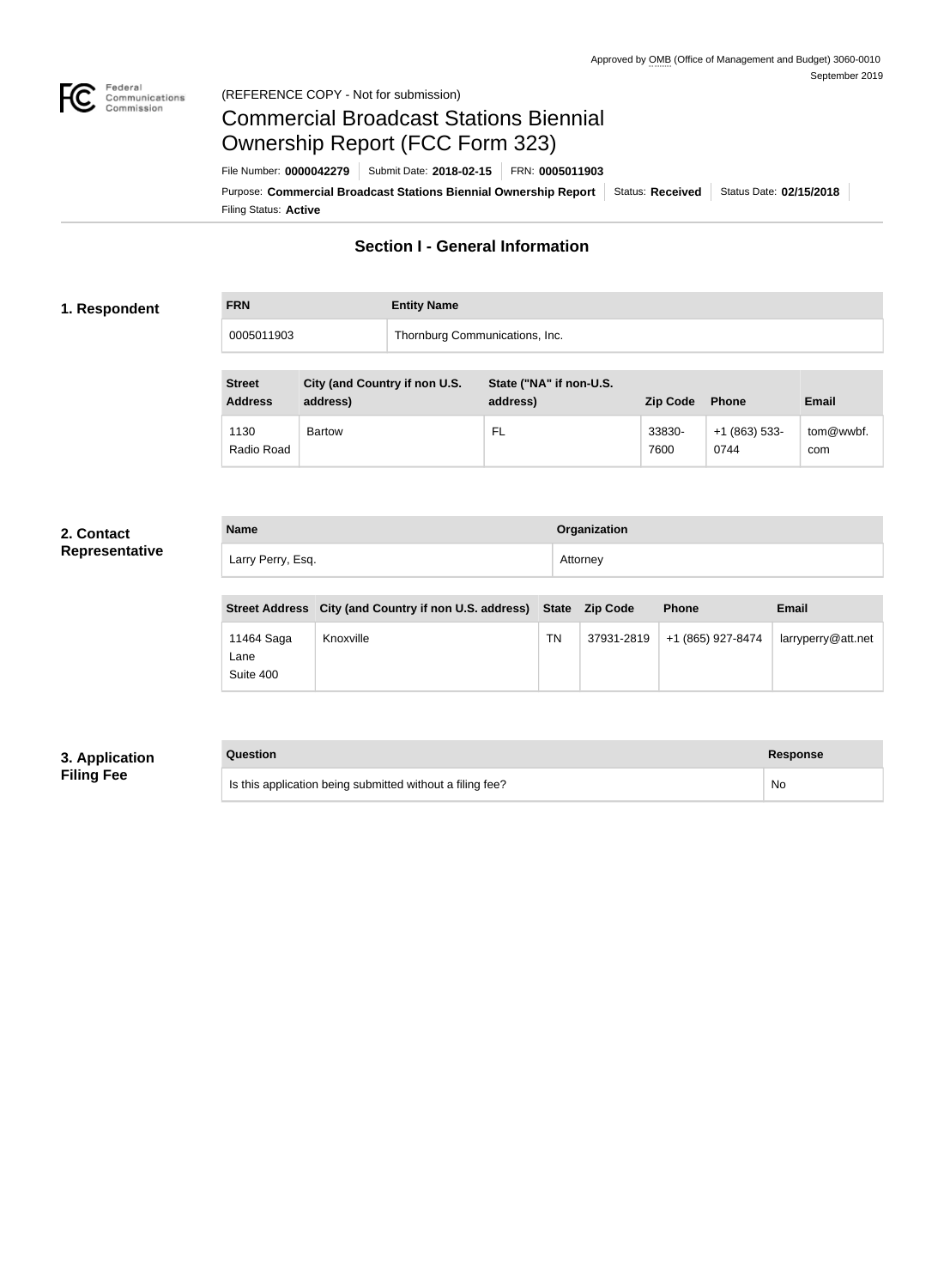Approved by OMB (Office of Management and Budget) 3060-0010
September 2019

(REFERENCE COPY - Not for submission)

# Commercial Broadcast Stations Biennial Ownership Report (FCC Form 323)

File Number: **0000042279** | Submit Date: **2018-02-15** | FRN: **0005011903**

Purpose: **Commercial Broadcast Stations Biennial Ownership Report** | Status: **Received** | Status Date: **02/15/2018**

Filing Status: **Active**

## Section I - General Information

### 1. Respondent

| FRN | Entity Name |
|---|---|
| 0005011903 | Thornburg Communications, Inc. |

| Street Address | City (and Country if non U.S. address) | State ("NA" if non-U.S. address) | Zip Code | Phone | Email |
|---|---|---|---|---|---|
| 1130 Radio Road | Bartow | FL | 33830-7600 | +1 (863) 533-0744 | tom@wwbf.com |

### 2. Contact Representative

| Name | Organization |
|---|---|
| Larry Perry, Esq. | Attorney |

| Street Address | City (and Country if non U.S. address) | State | Zip Code | Phone | Email |
|---|---|---|---|---|---|
| 11464 Saga Lane Suite 400 | Knoxville | TN | 37931-2819 | +1 (865) 927-8474 | larryperry@att.net |

### 3. Application Filing Fee

| Question | Response |
|---|---|
| Is this application being submitted without a filing fee? | No |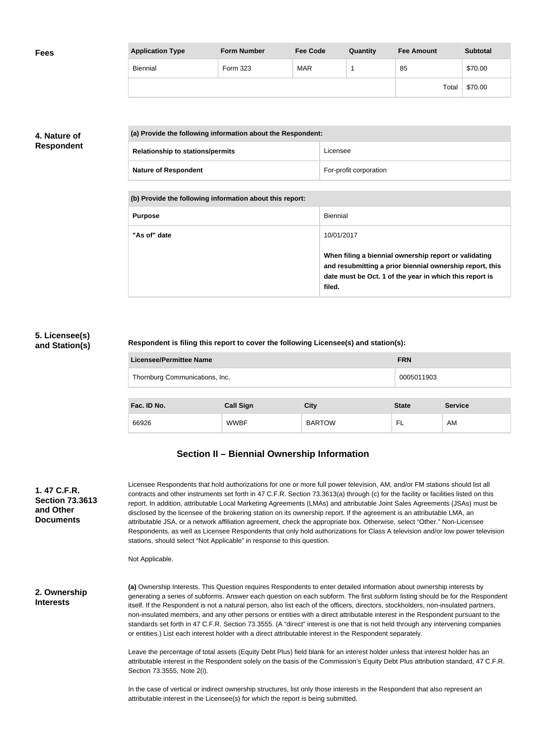**Fees**

| Application Type | Form Number | Fee Code | Quantity | Fee Amount | Subtotal |
|---|---|---|---|---|---|
| Biennial | Form 323 | MAR | 1 | 85 | $70.00 |
| | | | | Total | $70.00 |

**4. Nature of Respondent**

| (a) Provide the following information about the Respondent: | |
|---|---|
| Relationship to stations/permits | Licensee |
| Nature of Respondent | For-profit corporation |

| (b) Provide the following information about this report: | |
|---|---|
| Purpose | Biennial |
| "As of" date | 10/01/2017<br><br>**When filing a biennial ownership report or validating and resubmitting a prior biennial ownership report, this date must be Oct. 1 of the year in which this report is filed.** |

**5. Licensee(s) and Station(s)**

**Respondent is filing this report to cover the following Licensee(s) and station(s):**

| Licensee/Permittee Name | FRN |
|---|---|
| Thornburg Communications, Inc. | 0005011903 |

| Fac. ID No. | Call Sign | City | State | Service |
|---|---|---|---|---|
| 66926 | WWBF | BARTOW | FL | AM |

## Section II – Biennial Ownership Information

**1. 47 C.F.R. Section 73.3613 and Other Documents**

Licensee Respondents that hold authorizations for one or more full power television, AM, and/or FM stations should list all contracts and other instruments set forth in 47 C.F.R. Section 73.3613(a) through (c) for the facility or facilities listed on this report. In addition, attributable Local Marketing Agreements (LMAs) and attributable Joint Sales Agreements (JSAs) must be disclosed by the licensee of the brokering station on its ownership report. If the agreement is an attributable LMA, an attributable JSA, or a network affiliation agreement, check the appropriate box. Otherwise, select "Other." Non-Licensee Respondents, as well as Licensee Respondents that only hold authorizations for Class A television and/or low power television stations, should select "Not Applicable" in response to this question.

Not Applicable.

**2. Ownership Interests**

**(a)** Ownership Interests. This Question requires Respondents to enter detailed information about ownership interests by generating a series of subforms. Answer each question on each subform. The first subform listing should be for the Respondent itself. If the Respondent is not a natural person, also list each of the officers, directors, stockholders, non-insulated partners, non-insulated members, and any other persons or entities with a direct attributable interest in the Respondent pursuant to the standards set forth in 47 C.F.R. Section 73.3555. (A "direct" interest is one that is not held through any intervening companies or entities.) List each interest holder with a direct attributable interest in the Respondent separately.

Leave the percentage of total assets (Equity Debt Plus) field blank for an interest holder unless that interest holder has an attributable interest in the Respondent solely on the basis of the Commission's Equity Debt Plus attribution standard, 47 C.F.R. Section 73.3555, Note 2(i).

In the case of vertical or indirect ownership structures, list only those interests in the Respondent that also represent an attributable interest in the Licensee(s) for which the report is being submitted.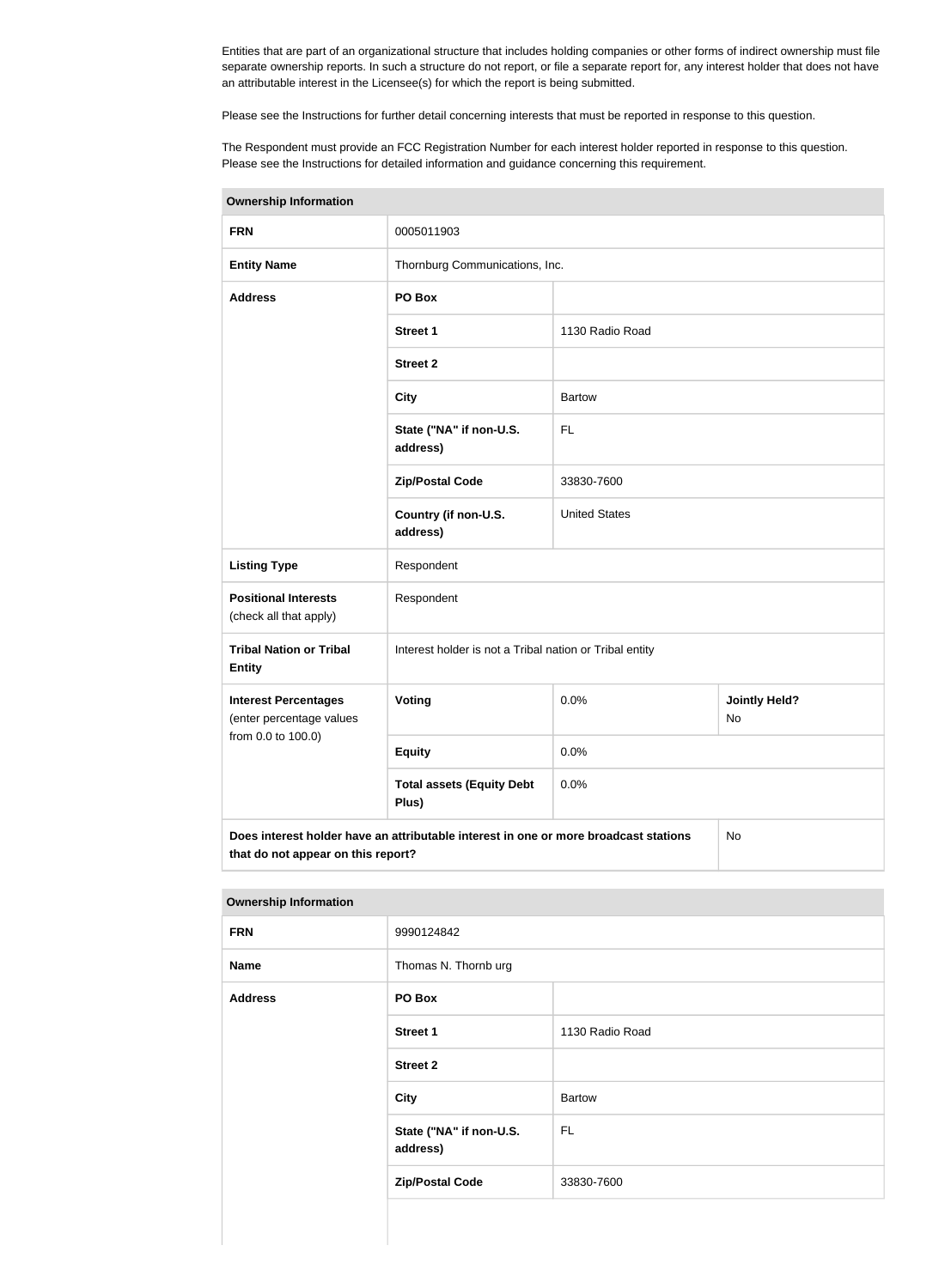Entities that are part of an organizational structure that includes holding companies or other forms of indirect ownership must file separate ownership reports. In such a structure do not report, or file a separate report for, any interest holder that does not have an attributable interest in the Licensee(s) for which the report is being submitted.

Please see the Instructions for further detail concerning interests that must be reported in response to this question.

The Respondent must provide an FCC Registration Number for each interest holder reported in response to this question. Please see the Instructions for detailed information and guidance concerning this requirement.

| **Ownership Information** | | | |
|---|---|---|---|
| **FRN** | 0005011903 | | |
| **Entity Name** | Thornburg Communications, Inc. | | |
| **Address** | **PO Box** | | |
| | **Street 1** | 1130 Radio Road | |
| | **Street 2** | | |
| | **City** | Bartow | |
| | **State ("NA" if non-U.S. address)** | FL | |
| | **Zip/Postal Code** | 33830-7600 | |
| | **Country (if non-U.S. address)** | United States | |
| **Listing Type** | Respondent | | |
| **Positional Interests** (check all that apply) | Respondent | | |
| **Tribal Nation or Tribal Entity** | Interest holder is not a Tribal nation or Tribal entity | | |
| **Interest Percentages** (enter percentage values from 0.0 to 100.0) | **Voting** | 0.0% | **Jointly Held?** No |
| | **Equity** | 0.0% | |
| | **Total assets (Equity Debt Plus)** | 0.0% | |
| **Does interest holder have an attributable interest in one or more broadcast stations that do not appear on this report?** | | | No |

| **Ownership Information** | | |
|---|---|---|
| **FRN** | 9990124842 | |
| **Name** | Thomas N. Thornb urg | |
| **Address** | **PO Box** | |
| | **Street 1** | 1130 Radio Road |
| | **Street 2** | |
| | **City** | Bartow |
| | **State ("NA" if non-U.S. address)** | FL |
| | **Zip/Postal Code** | 33830-7600 |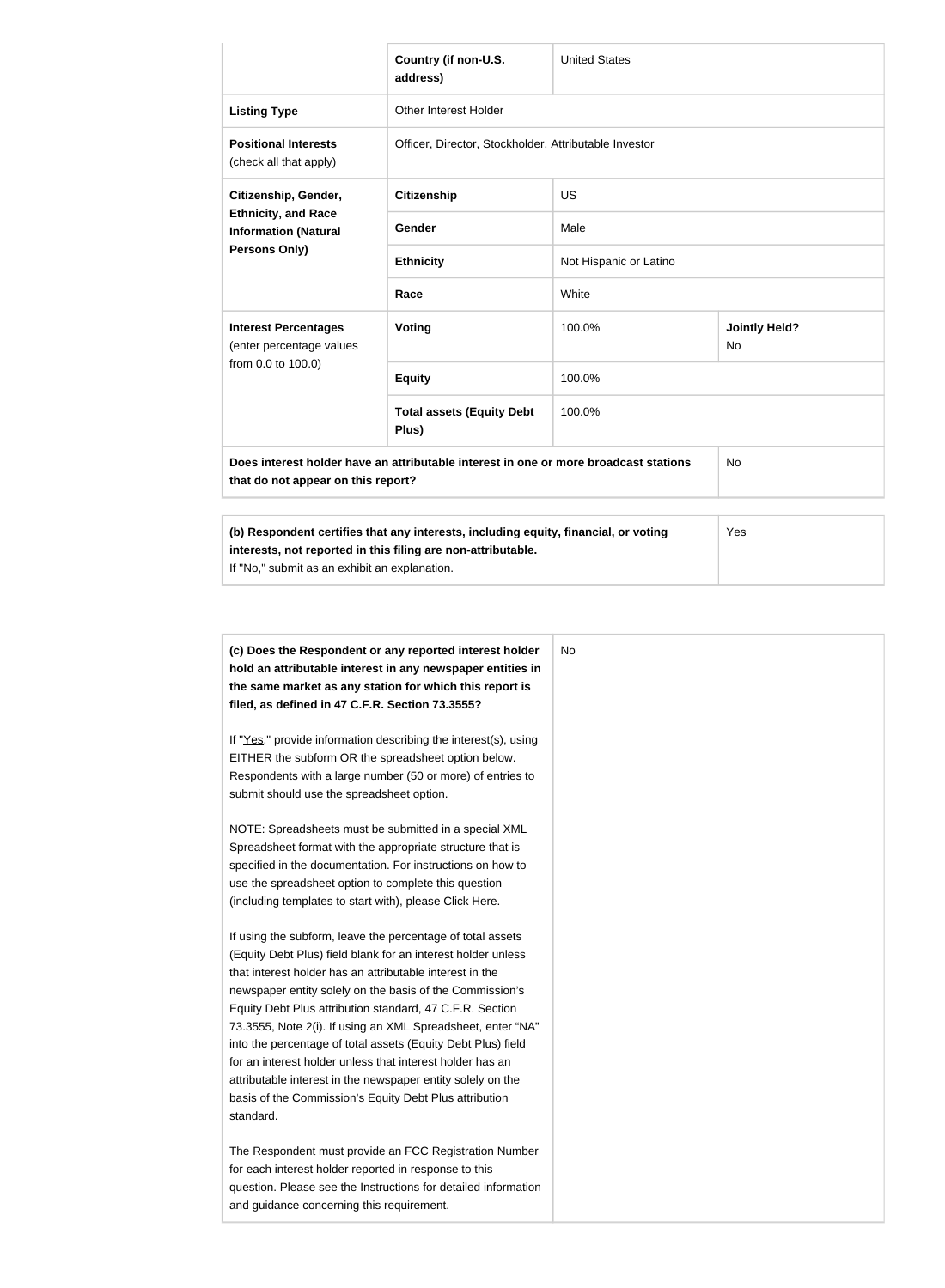| | | | |
|---|---|---|---|
| | **Country (if non-U.S. address)** | United States | |
| **Listing Type** | Other Interest Holder | | |
| **Positional Interests** (check all that apply) | Officer, Director, Stockholder, Attributable Investor | | |
| **Citizenship, Gender, Ethnicity, and Race Information (Natural Persons Only)** | **Citizenship** | US | |
| | **Gender** | Male | |
| | **Ethnicity** | Not Hispanic or Latino | |
| | **Race** | White | |
| **Interest Percentages** (enter percentage values from 0.0 to 100.0) | **Voting** | 100.0% | **Jointly Held?** No |
| | **Equity** | 100.0% | |
| | **Total assets (Equity Debt Plus)** | 100.0% | |
| **Does interest holder have an attributable interest in one or more broadcast stations that do not appear on this report?** | | | No |

| | |
|---|---|
| **(b) Respondent certifies that any interests, including equity, financial, or voting interests, not reported in this filing are non-attributable.** If "No," submit as an exhibit an explanation. | Yes |

| | |
|---|---|
| **(c) Does the Respondent or any reported interest holder hold an attributable interest in any newspaper entities in the same market as any station for which this report is filed, as defined in 47 C.F.R. Section 73.3555?**<br><br>If "Yes," provide information describing the interest(s), using EITHER the subform OR the spreadsheet option below. Respondents with a large number (50 or more) of entries to submit should use the spreadsheet option.<br><br>NOTE: Spreadsheets must be submitted in a special XML Spreadsheet format with the appropriate structure that is specified in the documentation. For instructions on how to use the spreadsheet option to complete this question (including templates to start with), please Click Here.<br><br>If using the subform, leave the percentage of total assets (Equity Debt Plus) field blank for an interest holder unless that interest holder has an attributable interest in the newspaper entity solely on the basis of the Commission's Equity Debt Plus attribution standard, 47 C.F.R. Section 73.3555, Note 2(i). If using an XML Spreadsheet, enter "NA" into the percentage of total assets (Equity Debt Plus) field for an interest holder unless that interest holder has an attributable interest in the newspaper entity solely on the basis of the Commission's Equity Debt Plus attribution standard.<br><br>The Respondent must provide an FCC Registration Number for each interest holder reported in response to this question. Please see the Instructions for detailed information and guidance concerning this requirement. | No |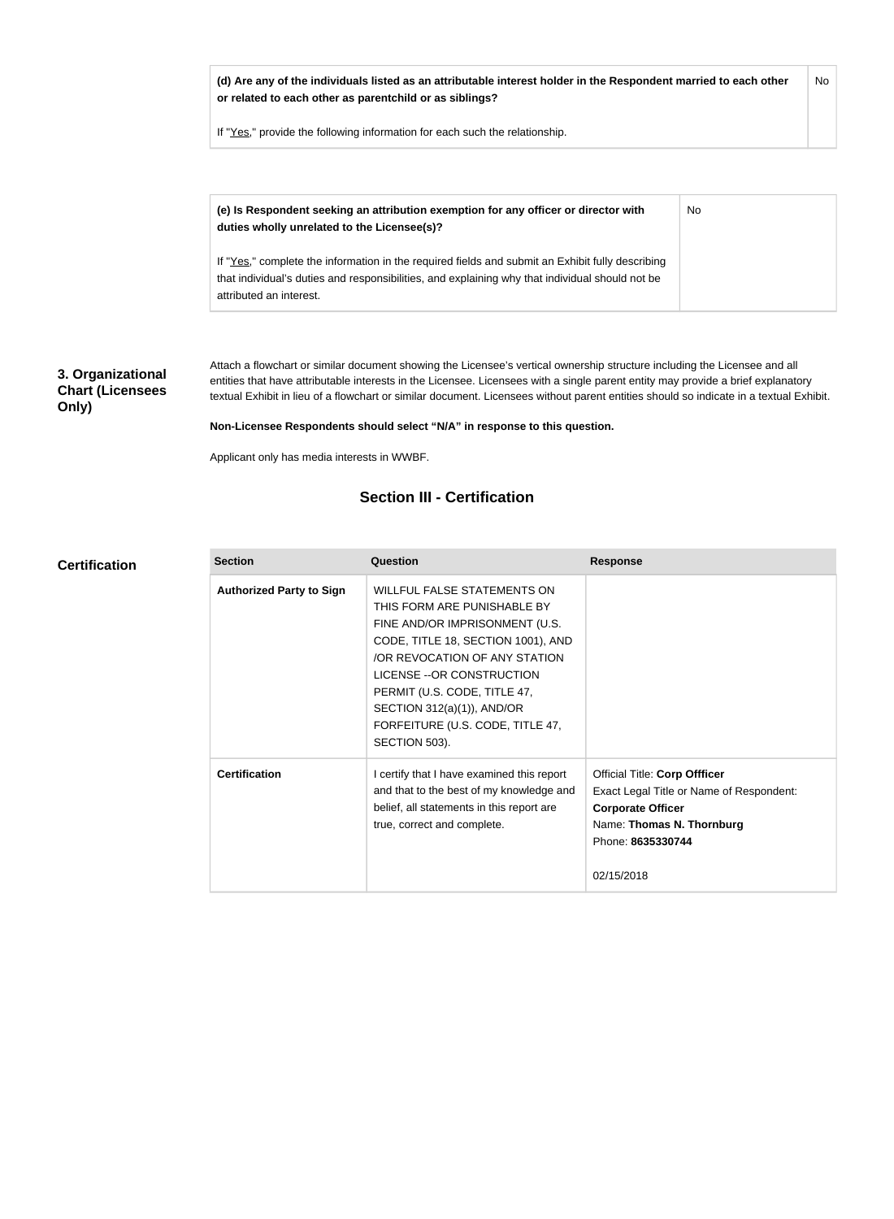| | |
|---|---|
| **(d) Are any of the individuals listed as an attributable interest holder in the Respondent married to each other or related to each other as parentchild or as siblings?**<br><br>If "Yes," provide the following information for each such the relationship. | No |

| | |
|---|---|
| **(e) Is Respondent seeking an attribution exemption for any officer or director with duties wholly unrelated to the Licensee(s)?**<br><br>If "Yes," complete the information in the required fields and submit an Exhibit fully describing that individual's duties and responsibilities, and explaining why that individual should not be attributed an interest. | No |

### 3. Organizational Chart (Licensees Only)

Attach a flowchart or similar document showing the Licensee's vertical ownership structure including the Licensee and all entities that have attributable interests in the Licensee. Licensees with a single parent entity may provide a brief explanatory textual Exhibit in lieu of a flowchart or similar document. Licensees without parent entities should so indicate in a textual Exhibit.

**Non-Licensee Respondents should select "N/A" in response to this question.**

Applicant only has media interests in WWBF.

## Section III - Certification

### Certification

| Section | Question | Response |
|---|---|---|
| **Authorized Party to Sign** | WILLFUL FALSE STATEMENTS ON THIS FORM ARE PUNISHABLE BY FINE AND/OR IMPRISONMENT (U.S. CODE, TITLE 18, SECTION 1001), AND /OR REVOCATION OF ANY STATION LICENSE --OR CONSTRUCTION PERMIT (U.S. CODE, TITLE 47, SECTION 312(a)(1)), AND/OR FORFEITURE (U.S. CODE, TITLE 47, SECTION 503). | |
| **Certification** | I certify that I have examined this report and that to the best of my knowledge and belief, all statements in this report are true, correct and complete. | Official Title: **Corp Offficer**<br>Exact Legal Title or Name of Respondent: **Corporate Officer**<br>Name: **Thomas N. Thornburg**<br>Phone: **8635330744**<br><br>02/15/2018 |